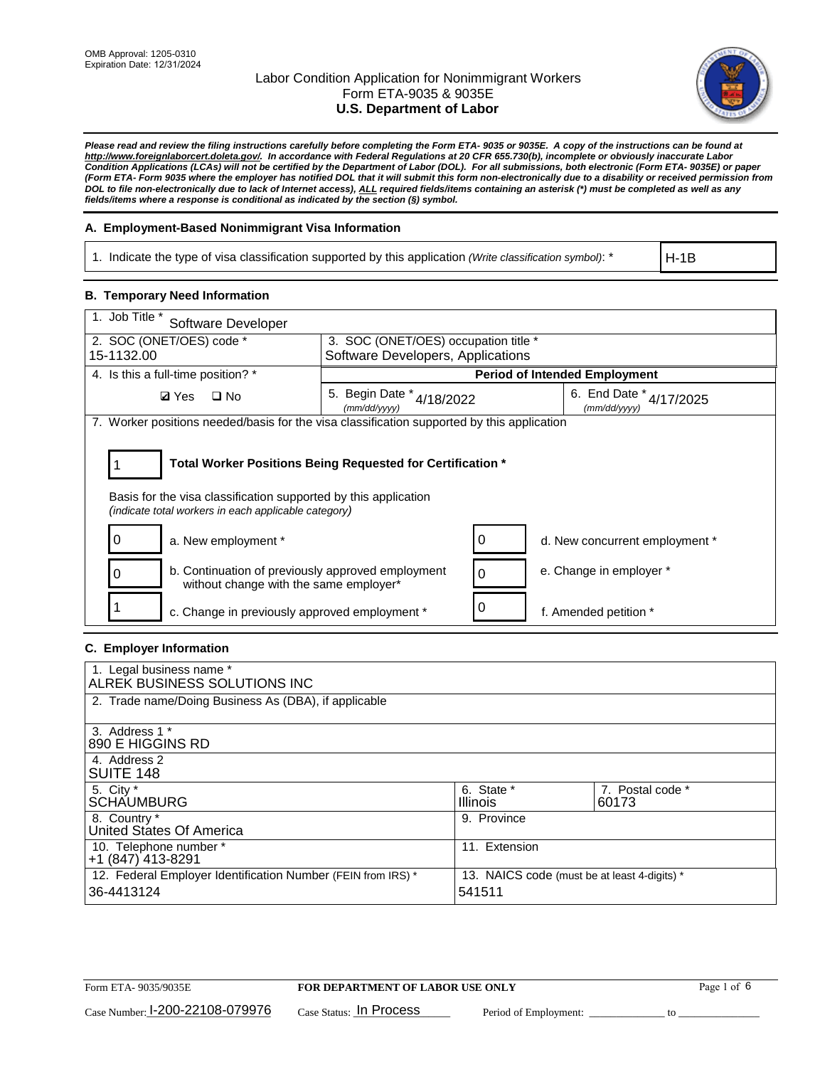OMB Approval: 1205-0310
Expiration Date: 12/31/2024

# Labor Condition Application for Nonimmigrant Workers
## Form ETA-9035 & 9035E
## U.S. Department of Labor

***Please read and review the filing instructions carefully before completing the Form ETA- 9035 or 9035E. A copy of the instructions can be found at http://www.foreignlaborcert.doleta.gov/. In accordance with Federal Regulations at 20 CFR 655.730(b), incomplete or obviously inaccurate Labor Condition Applications (LCAs) will not be certified by the Department of Labor (DOL). For all submissions, both electronic (Form ETA- 9035E) or paper (Form ETA- Form 9035 where the employer has notified DOL that it will submit this form non-electronically due to a disability or received permission from DOL to file non-electronically due to lack of Internet access), ALL required fields/items containing an asterisk (*) must be completed as well as any fields/items where a response is conditional as indicated by the section (§) symbol.***

### A. Employment-Based Nonimmigrant Visa Information

| 1. Indicate the type of visa classification supported by this application *(Write classification symbol)*: * | H-1B |
|---|---|

### B. Temporary Need Information

| 1. Job Title * Software Developer | | |
|---|---|---|
| 2. SOC (ONET/OES) code * 15-1132.00 | 3. SOC (ONET/OES) occupation title * Software Developers, Applications | |
| 4. Is this a full-time position? * | **Period of Intended Employment** | |
| ☑ Yes ☐ No | 5. Begin Date * *(mm/dd/yyyy)* 4/18/2022 | 6. End Date * *(mm/dd/yyyy)* 4/17/2025 |

7. Worker positions needed/basis for the visa classification supported by this application

**1** — **Total Worker Positions Being Requested for Certification ***

Basis for the visa classification supported by this application
*(indicate total workers in each applicable category)*

| Count | Category | Count | Category |
|---|---|---|---|
| 0 | a. New employment * | 0 | d. New concurrent employment * |
| 0 | b. Continuation of previously approved employment without change with the same employer* | 0 | e. Change in employer * |
| 1 | c. Change in previously approved employment * | 0 | f. Amended petition * |

### C. Employer Information

| 1. Legal business name * ALREK BUSINESS SOLUTIONS INC | | |
|---|---|---|
| 2. Trade name/Doing Business As (DBA), if applicable | | |
| 3. Address 1 * 890 E HIGGINS RD | | |
| 4. Address 2 SUITE 148 | | |
| 5. City * SCHAUMBURG | 6. State * Illinois | 7. Postal code * 60173 |
| 8. Country * United States Of America | 9. Province | |
| 10. Telephone number * +1 (847) 413-8291 | 11. Extension | |
| 12. Federal Employer Identification Number (FEIN from IRS) * 36-4413124 | 13. NAICS code (must be at least 4-digits) * 541511 | |

Form ETA- 9035/9035E — **FOR DEPARTMENT OF LABOR USE ONLY**

Case Number: I-200-22108-079976 Case Status: In Process Period of Employment: _____________ to _____________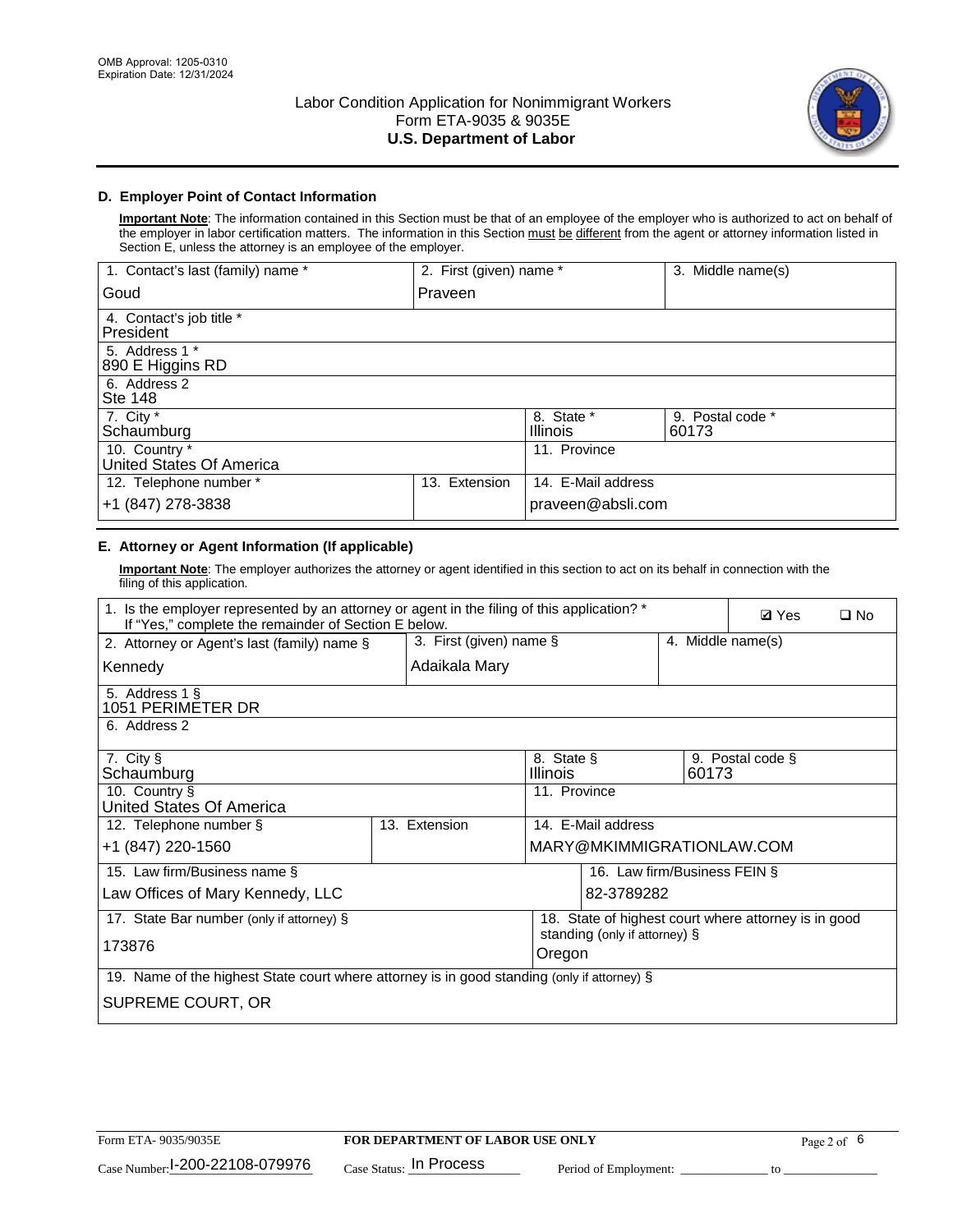OMB Approval: 1205-0310
Expiration Date: 12/31/2024

Labor Condition Application for Nonimmigrant Workers
Form ETA-9035 & 9035E
**U.S. Department of Labor**

### D. Employer Point of Contact Information

**Important Note**: The information contained in this Section must be that of an employee of the employer who is authorized to act on behalf of the employer in labor certification matters. The information in this Section must be different from the agent or attorney information listed in Section E, unless the attorney is an employee of the employer.

| 1. Contact's last (family) name * | 2. First (given) name * | 3. Middle name(s) |
|---|---|---|
| Goud | Praveen | |
| 4. Contact's job title * President | | |
| 5. Address 1 * 890 E Higgins RD | | |
| 6. Address 2 Ste 148 | | |
| 7. City * Schaumburg | 8. State * Illinois | 9. Postal code * 60173 |
| 10. Country * United States Of America | 11. Province | |
| 12. Telephone number * +1 (847) 278-3838 | 13. Extension | 14. E-Mail address praveen@absli.com |

### E. Attorney or Agent Information (If applicable)

**Important Note**: The employer authorizes the attorney or agent identified in this section to act on its behalf in connection with the filing of this application.

1. Is the employer represented by an attorney or agent in the filing of this application? * If "Yes," complete the remainder of Section E below. ☑ Yes ☐ No

| 2. Attorney or Agent's last (family) name § | 3. First (given) name § | 4. Middle name(s) |
|---|---|---|
| Kennedy | Adaikala Mary | |
| 5. Address 1 § 1051 PERIMETER DR | | |
| 6. Address 2 | | |
| 7. City § Schaumburg | 8. State § Illinois | 9. Postal code § 60173 |
| 10. Country § United States Of America | 11. Province | |
| 12. Telephone number § +1 (847) 220-1560 | 13. Extension | 14. E-Mail address MARY@MKIMMIGRATIONLAW.COM |
| 15. Law firm/Business name § Law Offices of Mary Kennedy, LLC | | 16. Law firm/Business FEIN § 82-3789282 |
| 17. State Bar number (only if attorney) § 173876 | | 18. State of highest court where attorney is in good standing (only if attorney) § Oregon |
| 19. Name of the highest State court where attorney is in good standing (only if attorney) § SUPREME COURT, OR | | |

Form ETA- 9035/9035E | **FOR DEPARTMENT OF LABOR USE ONLY**
Case Number: I-200-22108-079976 Case Status: In Process Period of Employment: ____________ to ____________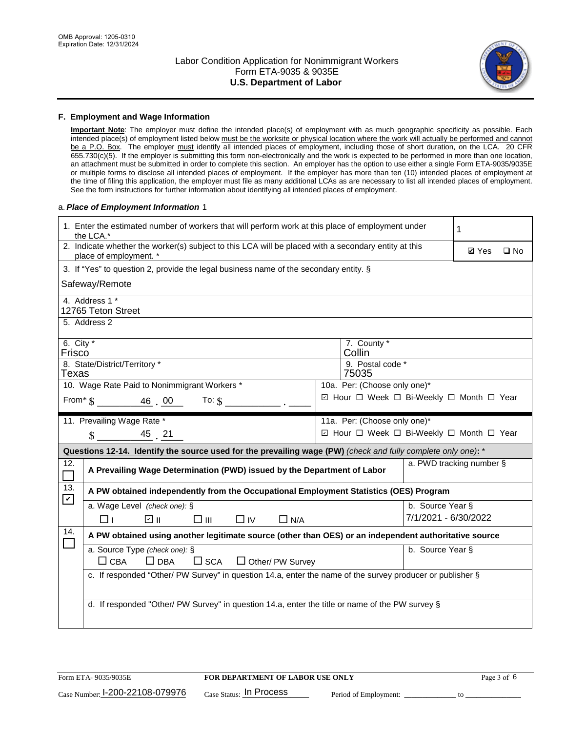## F. Employment and Wage Information

**Important Note**: The employer must define the intended place(s) of employment with as much geographic specificity as possible. Each intended place(s) of employment listed below must be the worksite or physical location where the work will actually be performed and cannot be a P.O. Box. The employer must identify all intended places of employment, including those of short duration, on the LCA. 20 CFR 655.730(c)(5). If the employer is submitting this form non-electronically and the work is expected to be performed in more than one location, an attachment must be submitted in order to complete this section. An employer has the option to use either a single Form ETA-9035/9035E or multiple forms to disclose all intended places of employment. If the employer has more than ten (10) intended places of employment at the time of filing this application, the employer must file as many additional LCAs as are necessary to list all intended places of employment. See the form instructions for further information about identifying all intended places of employment.

a. ***Place of Employment Information*** 1

| | |
|---|---|
| 1. Enter the estimated number of workers that will perform work at this place of employment under the LCA.* | 1 |
| 2. Indicate whether the worker(s) subject to this LCA will be placed with a secondary entity at this place of employment. * | ☑ Yes ☐ No |
| 3. If "Yes" to question 2, provide the legal business name of the secondary entity. § Safeway/Remote | |
| 4. Address 1 * 12765 Teton Street | |
| 5. Address 2 | |
| 6. City * Frisco | 7. County * Collin |
| 8. State/District/Territory * Texas | 9. Postal code * 75035 |
| 10. Wage Rate Paid to Nonimmigrant Workers * From* $ 46 . 00 To: $ ___ . ___ | 10a. Per: (Choose only one)* ☑ Hour ☐ Week ☐ Bi-Weekly ☐ Month ☐ Year |
| 11. Prevailing Wage Rate * $ 45 . 21 | 11a. Per: (Choose only one)* ☑ Hour ☐ Week ☐ Bi-Weekly ☐ Month ☐ Year |

**Questions 12-14. Identify the source used for the prevailing wage (PW)** *(check and fully complete only one)*: *

| | | |
|---|---|---|
| 12. ☐ | **A Prevailing Wage Determination (PWD) issued by the Department of Labor** | a. PWD tracking number § |
| 13. ☑ | **A PW obtained independently from the Occupational Employment Statistics (OES) Program** | |
| | a. Wage Level *(check one)*: § ☐ I ☑ II ☐ III ☐ IV ☐ N/A | b. Source Year § 7/1/2021 - 6/30/2022 |
| 14. ☐ | **A PW obtained using another legitimate source (other than OES) or an independent authoritative source** | |
| | a. Source Type *(check one)*: § ☐ CBA ☐ DBA ☐ SCA ☐ Other/ PW Survey | b. Source Year § |
| | c. If responded "Other/ PW Survey" in question 14.a, enter the name of the survey producer or publisher § | |
| | d. If responded "Other/ PW Survey" in question 14.a, enter the title or name of the PW survey § | |

Form ETA- 9035/9035E — **FOR DEPARTMENT OF LABOR USE ONLY**

Case Number: I-200-22108-079976 Case Status: In Process Period of Employment: ____________ to ____________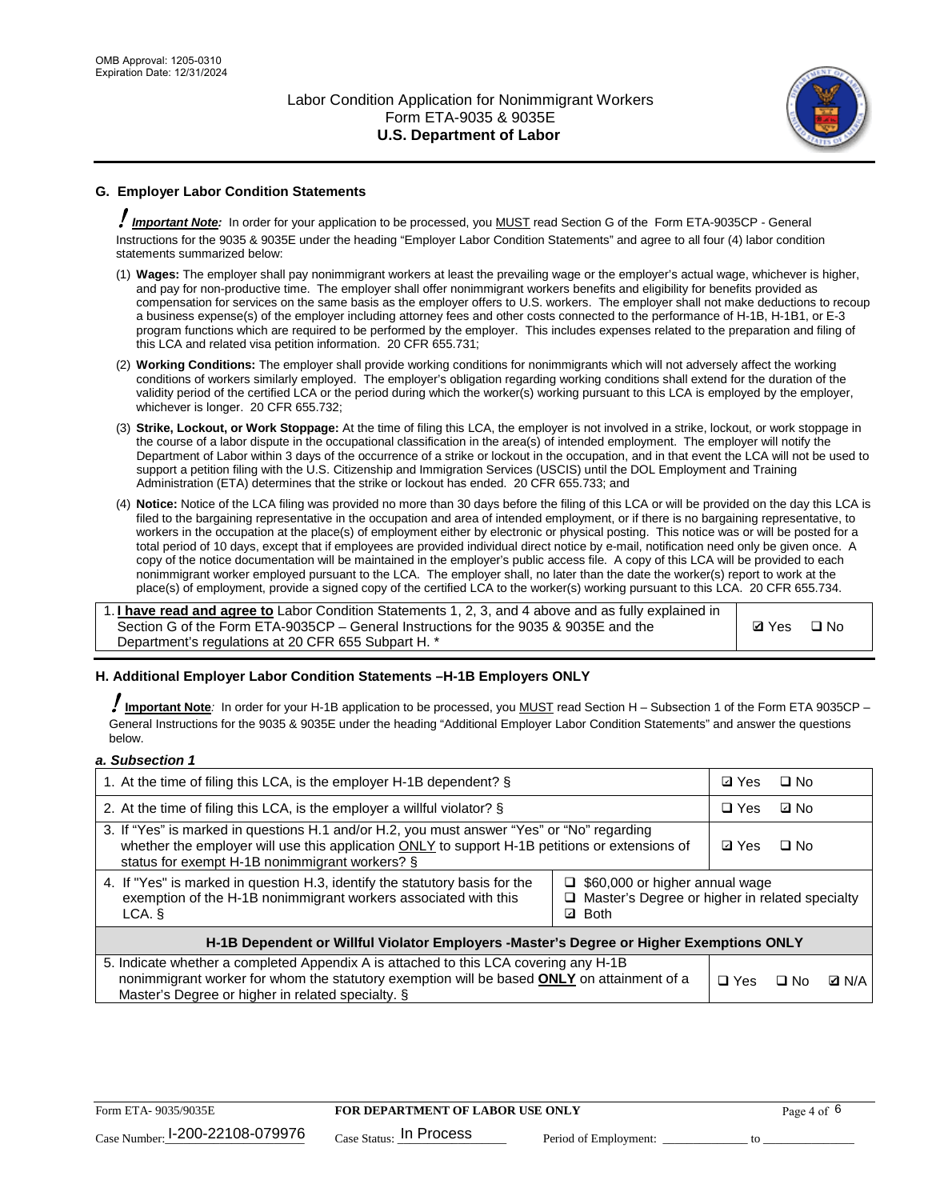## G. Employer Labor Condition Statements

**! Important Note:** In order for your application to be processed, you MUST read Section G of the Form ETA-9035CP - General Instructions for the 9035 & 9035E under the heading "Employer Labor Condition Statements" and agree to all four (4) labor condition statements summarized below:

(1) **Wages:** The employer shall pay nonimmigrant workers at least the prevailing wage or the employer's actual wage, whichever is higher, and pay for non-productive time. The employer shall offer nonimmigrant workers benefits and eligibility for benefits provided as compensation for services on the same basis as the employer offers to U.S. workers. The employer shall not make deductions to recoup a business expense(s) of the employer including attorney fees and other costs connected to the performance of H-1B, H-1B1, or E-3 program functions which are required to be performed by the employer. This includes expenses related to the preparation and filing of this LCA and related visa petition information. 20 CFR 655.731;

(2) **Working Conditions:** The employer shall provide working conditions for nonimmigrants which will not adversely affect the working conditions of workers similarly employed. The employer's obligation regarding working conditions shall extend for the duration of the validity period of the certified LCA or the period during which the worker(s) working pursuant to this LCA is employed by the employer, whichever is longer. 20 CFR 655.732;

(3) **Strike, Lockout, or Work Stoppage:** At the time of filing this LCA, the employer is not involved in a strike, lockout, or work stoppage in the course of a labor dispute in the occupational classification in the area(s) of intended employment. The employer will notify the Department of Labor within 3 days of the occurrence of a strike or lockout in the occupation, and in that event the LCA will not be used to support a petition filing with the U.S. Citizenship and Immigration Services (USCIS) until the DOL Employment and Training Administration (ETA) determines that the strike or lockout has ended. 20 CFR 655.733; and

(4) **Notice:** Notice of the LCA filing was provided no more than 30 days before the filing of this LCA or will be provided on the day this LCA is filed to the bargaining representative in the occupation and area of intended employment, or if there is no bargaining representative, to workers in the occupation at the place(s) of employment either by electronic or physical posting. This notice was or will be posted for a total period of 10 days, except that if employees are provided individual direct notice by e-mail, notification need only be given once. A copy of the notice documentation will be maintained in the employer's public access file. A copy of this LCA will be provided to each nonimmigrant worker employed pursuant to the LCA. The employer shall, no later than the date the worker(s) report to work at the place(s) of employment, provide a signed copy of the certified LCA to the worker(s) working pursuant to this LCA. 20 CFR 655.734.

| | |
|---|---|
| 1. **I have read and agree to** Labor Condition Statements 1, 2, 3, and 4 above and as fully explained in Section G of the Form ETA-9035CP – General Instructions for the 9035 & 9035E and the Department's regulations at 20 CFR 655 Subpart H. * | ☑ Yes ☐ No |

## H. Additional Employer Labor Condition Statements –H-1B Employers ONLY

**! Important Note:** In order for your H-1B application to be processed, you MUST read Section H – Subsection 1 of the Form ETA 9035CP – General Instructions for the 9035 & 9035E under the heading "Additional Employer Labor Condition Statements" and answer the questions below.

*a. Subsection 1*

| | |
|---|---|
| 1. At the time of filing this LCA, is the employer H-1B dependent? § | ☑ Yes ☐ No |
| 2. At the time of filing this LCA, is the employer a willful violator? § | ☐ Yes ☑ No |
| 3. If "Yes" is marked in questions H.1 and/or H.2, you must answer "Yes" or "No" regarding whether the employer will use this application ONLY to support H-1B petitions or extensions of status for exempt H-1B nonimmigrant workers? § | ☑ Yes ☐ No |
| 4. If "Yes" is marked in question H.3, identify the statutory basis for the exemption of the H-1B nonimmigrant workers associated with this LCA. § | ☐ $60,000 or higher annual wage<br>☐ Master's Degree or higher in related specialty<br>☑ Both |
| **H-1B Dependent or Willful Violator Employers -Master's Degree or Higher Exemptions ONLY** | |
| 5. Indicate whether a completed Appendix A is attached to this LCA covering any H-1B nonimmigrant worker for whom the statutory exemption will be based **ONLY** on attainment of a Master's Degree or higher in related specialty. § | ☐ Yes ☐ No ☑ N/A |

Form ETA- 9035/9035E | **FOR DEPARTMENT OF LABOR USE ONLY**

Case Number: I-200-22108-079976 Case Status: In Process Period of Employment: _____________ to _____________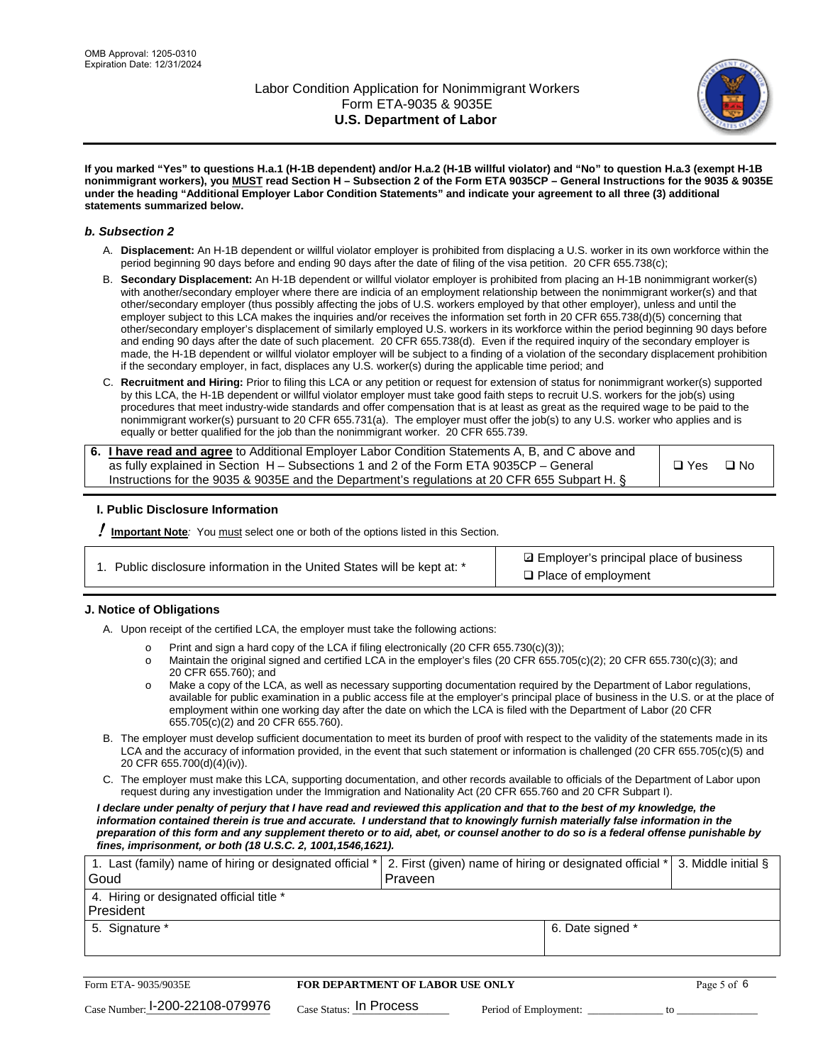**If you marked "Yes" to questions H.a.1 (H-1B dependent) and/or H.a.2 (H-1B willful violator) and "No" to question H.a.3 (exempt H-1B nonimmigrant workers), you MUST read Section H – Subsection 2 of the Form ETA 9035CP – General Instructions for the 9035 & 9035E under the heading "Additional Employer Labor Condition Statements" and indicate your agreement to all three (3) additional statements summarized below.**

### b. Subsection 2

A. **Displacement:** An H-1B dependent or willful violator employer is prohibited from displacing a U.S. worker in its own workforce within the period beginning 90 days before and ending 90 days after the date of filing of the visa petition. 20 CFR 655.738(c);

B. **Secondary Displacement:** An H-1B dependent or willful violator employer is prohibited from placing an H-1B nonimmigrant worker(s) with another/secondary employer where there are indicia of an employment relationship between the nonimmigrant worker(s) and that other/secondary employer (thus possibly affecting the jobs of U.S. workers employed by that other employer), unless and until the employer subject to this LCA makes the inquiries and/or receives the information set forth in 20 CFR 655.738(d)(5) concerning that other/secondary employer's displacement of similarly employed U.S. workers in its workforce within the period beginning 90 days before and ending 90 days after the date of such placement. 20 CFR 655.738(d). Even if the required inquiry of the secondary employer is made, the H-1B dependent or willful violator employer will be subject to a finding of a violation of the secondary displacement prohibition if the secondary employer, in fact, displaces any U.S. worker(s) during the applicable time period; and

C. **Recruitment and Hiring:** Prior to filing this LCA or any petition or request for extension of status for nonimmigrant worker(s) supported by this LCA, the H-1B dependent or willful violator employer must take good faith steps to recruit U.S. workers for the job(s) using procedures that meet industry-wide standards and offer compensation that is at least as great as the required wage to be paid to the nonimmigrant worker(s) pursuant to 20 CFR 655.731(a). The employer must offer the job(s) to any U.S. worker who applies and is equally or better qualified for the job than the nonimmigrant worker. 20 CFR 655.739.

| 6. **I have read and agree** to Additional Employer Labor Condition Statements A, B, and C above and as fully explained in Section H – Subsections 1 and 2 of the Form ETA 9035CP – General Instructions for the 9035 & 9035E and the Department's regulations at 20 CFR 655 Subpart H. § | ❑ Yes ❑ No |
|---|---|

### I. Public Disclosure Information

**! Important Note**: You must select one or both of the options listed in this Section.

| 1. Public disclosure information in the United States will be kept at: * | ☑ Employer's principal place of business<br>❑ Place of employment |
|---|---|

### J. Notice of Obligations

A. Upon receipt of the certified LCA, the employer must take the following actions:

- Print and sign a hard copy of the LCA if filing electronically (20 CFR 655.730(c)(3));
- Maintain the original signed and certified LCA in the employer's files (20 CFR 655.705(c)(2); 20 CFR 655.730(c)(3); and 20 CFR 655.760); and
- Make a copy of the LCA, as well as necessary supporting documentation required by the Department of Labor regulations, available for public examination in a public access file at the employer's principal place of business in the U.S. or at the place of employment within one working day after the date on which the LCA is filed with the Department of Labor (20 CFR 655.705(c)(2) and 20 CFR 655.760).

B. The employer must develop sufficient documentation to meet its burden of proof with respect to the validity of the statements made in its LCA and the accuracy of information provided, in the event that such statement or information is challenged (20 CFR 655.705(c)(5) and 20 CFR 655.700(d)(4)(iv)).

C. The employer must make this LCA, supporting documentation, and other records available to officials of the Department of Labor upon request during any investigation under the Immigration and Nationality Act (20 CFR 655.760 and 20 CFR Subpart I).

***I declare under penalty of perjury that I have read and reviewed this application and that to the best of my knowledge, the information contained therein is true and accurate. I understand that to knowingly furnish materially false information in the preparation of this form and any supplement thereto or to aid, abet, or counsel another to do so is a federal offense punishable by fines, imprisonment, or both (18 U.S.C. 2, 1001,1546,1621).***

| 1. Last (family) name of hiring or designated official *<br>Goud | 2. First (given) name of hiring or designated official *<br>Praveen | 3. Middle initial § |
|---|---|---|
| 4. Hiring or designated official title *<br>President | | |
| 5. Signature * | 6. Date signed * | |

| Form ETA- 9035/9035E | FOR DEPARTMENT OF LABOR USE ONLY | |
|---|---|---|
| Case Number: I-200-22108-079976 | Case Status: In Process | Period of Employment: _____________ to _____________ |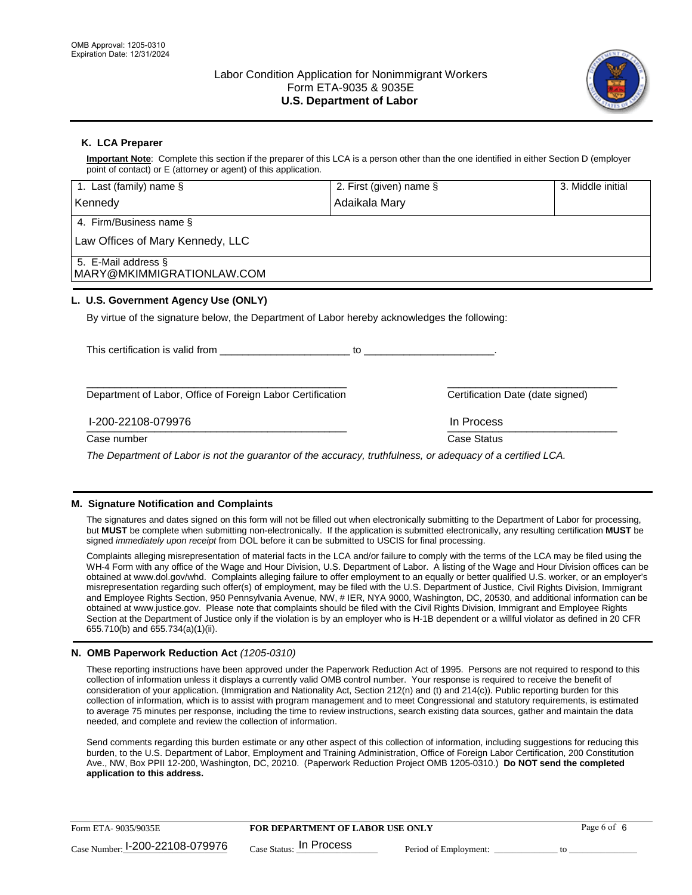OMB Approval: 1205-0310
Expiration Date: 12/31/2024

Labor Condition Application for Nonimmigrant Workers
Form ETA-9035 & 9035E
**U.S. Department of Labor**

### K. LCA Preparer

**Important Note**: Complete this section if the preparer of this LCA is a person other than the one identified in either Section D (employer point of contact) or E (attorney or agent) of this application.

| 1. Last (family) name § | 2. First (given) name § | 3. Middle initial |
|---|---|---|
| Kennedy | Adaikala Mary | |

4. Firm/Business name §
Law Offices of Mary Kennedy, LLC

5. E-Mail address §
MARY@MKIMMIGRATIONLAW.COM

### L. U.S. Government Agency Use (ONLY)

By virtue of the signature below, the Department of Labor hereby acknowledges the following:

This certification is valid from ______________________ to ______________________.

Department of Labor, Office of Foreign Labor Certification

Certification Date (date signed)

I-200-22108-079976
Case number

In Process
Case Status

*The Department of Labor is not the guarantor of the accuracy, truthfulness, or adequacy of a certified LCA.*

### M. Signature Notification and Complaints

The signatures and dates signed on this form will not be filled out when electronically submitting to the Department of Labor for processing, but **MUST** be complete when submitting non-electronically. If the application is submitted electronically, any resulting certification **MUST** be signed *immediately upon receipt* from DOL before it can be submitted to USCIS for final processing.

Complaints alleging misrepresentation of material facts in the LCA and/or failure to comply with the terms of the LCA may be filed using the WH-4 Form with any office of the Wage and Hour Division, U.S. Department of Labor. A listing of the Wage and Hour Division offices can be obtained at www.dol.gov/whd. Complaints alleging failure to offer employment to an equally or better qualified U.S. worker, or an employer's misrepresentation regarding such offer(s) of employment, may be filed with the U.S. Department of Justice, Civil Rights Division, Immigrant and Employee Rights Section, 950 Pennsylvania Avenue, NW, # IER, NYA 9000, Washington, DC, 20530, and additional information can be obtained at www.justice.gov. Please note that complaints should be filed with the Civil Rights Division, Immigrant and Employee Rights Section at the Department of Justice only if the violation is by an employer who is H-1B dependent or a willful violator as defined in 20 CFR 655.710(b) and 655.734(a)(1)(ii).

### N. OMB Paperwork Reduction Act *(1205-0310)*

These reporting instructions have been approved under the Paperwork Reduction Act of 1995. Persons are not required to respond to this collection of information unless it displays a currently valid OMB control number. Your response is required to receive the benefit of consideration of your application. (Immigration and Nationality Act, Section 212(n) and (t) and 214(c)). Public reporting burden for this collection of information, which is to assist with program management and to meet Congressional and statutory requirements, is estimated to average 75 minutes per response, including the time to review instructions, search existing data sources, gather and maintain the data needed, and complete and review the collection of information.

Send comments regarding this burden estimate or any other aspect of this collection of information, including suggestions for reducing this burden, to the U.S. Department of Labor, Employment and Training Administration, Office of Foreign Labor Certification, 200 Constitution Ave., NW, Box PPII 12-200, Washington, DC, 20210. (Paperwork Reduction Project OMB 1205-0310.) **Do NOT send the completed application to this address.**